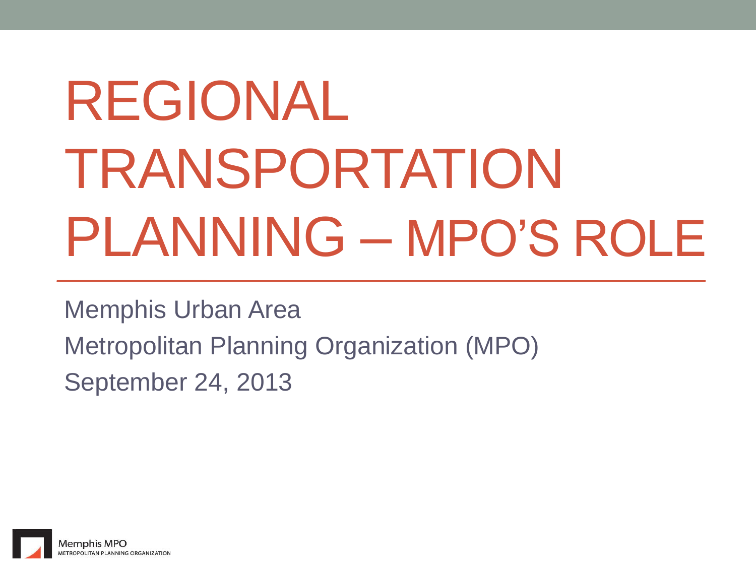# REGIONAL TRANSPORTATION PLANNING – MPO'S ROLE

Memphis Urban Area

Metropolitan Planning Organization (MPO)

September 24, 2013

Memphis MPO
METROPOLITAN PLANNING ORGANIZATION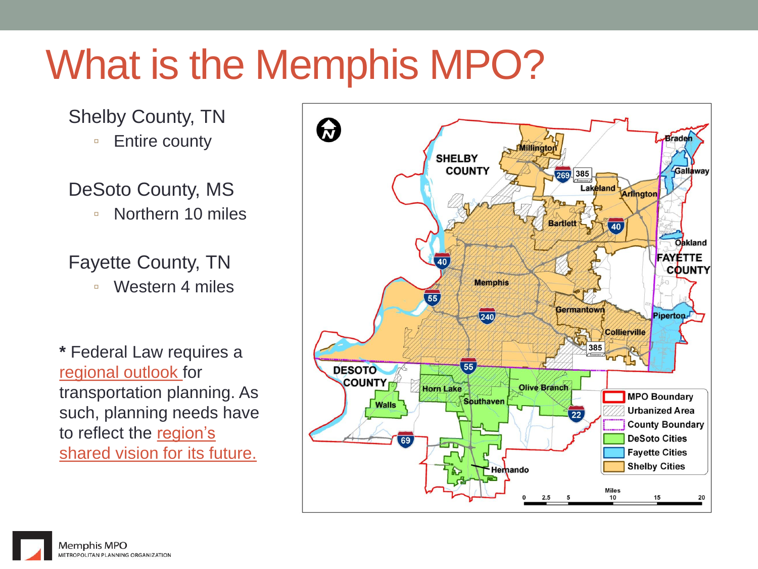# What is the Memphis MPO?

Shelby County, TN

- Entire county

DeSoto County, MS

- Northern 10 miles

Fayette County, TN

- Western 4 miles

**\*** Federal Law requires a regional outlook for transportation planning. As such, planning needs have to reflect the region's shared vision for its future.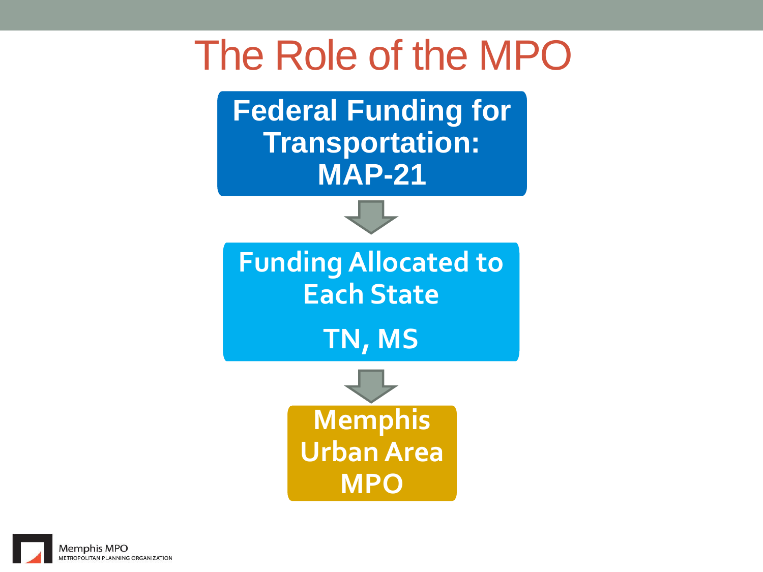# The Role of the MPO

**Federal Funding for Transportation: MAP-21**

↓

**Funding Allocated to Each State**

**TN, MS**

↓

**Memphis Urban Area MPO**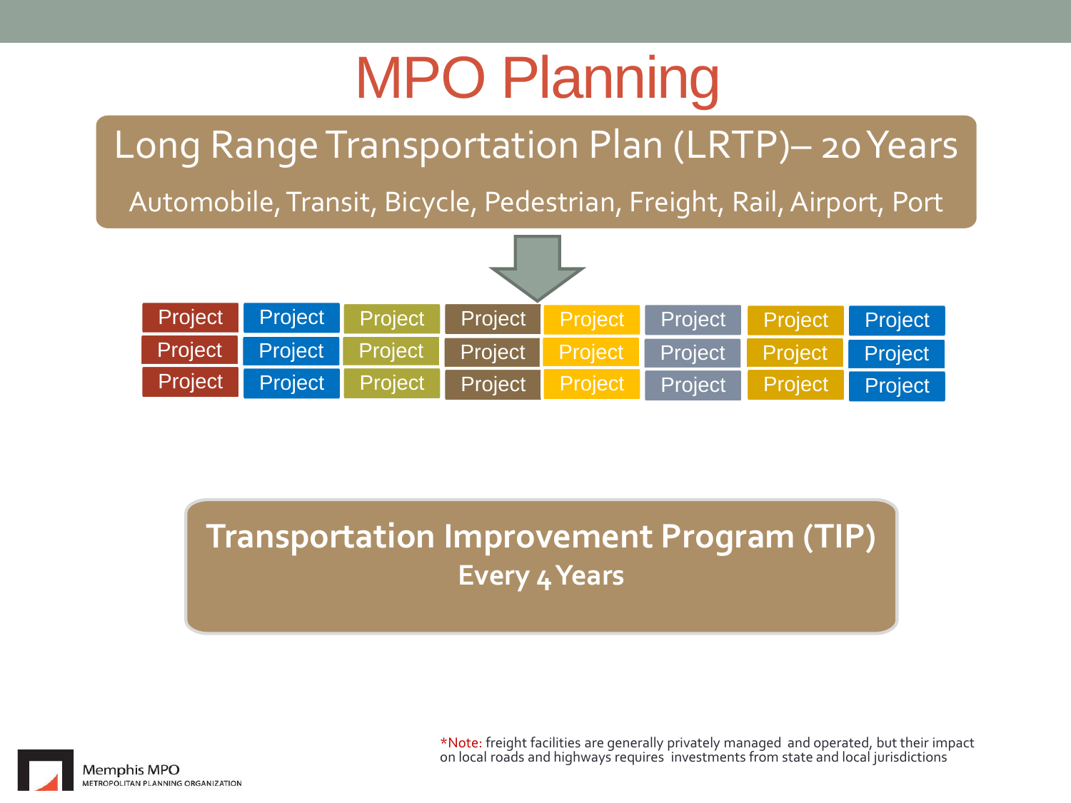# MPO Planning

## Long Range Transportation Plan (LRTP)– 20 Years

Automobile, Transit, Bicycle, Pedestrian, Freight, Rail, Airport, Port

| Project | Project | Project | Project | Project | Project | Project | Project |
|---|---|---|---|---|---|---|---|
| Project | Project | Project | Project | Project | Project | Project | Project |
| Project | Project | Project | Project | Project | Project | Project | Project |

## Transportation Improvement Program (TIP)

**Every 4 Years**

*Note: freight facilities are generally privately managed and operated, but their impact on local roads and highways requires investments from state and local jurisdictions

Memphis MPO
METROPOLITAN PLANNING ORGANIZATION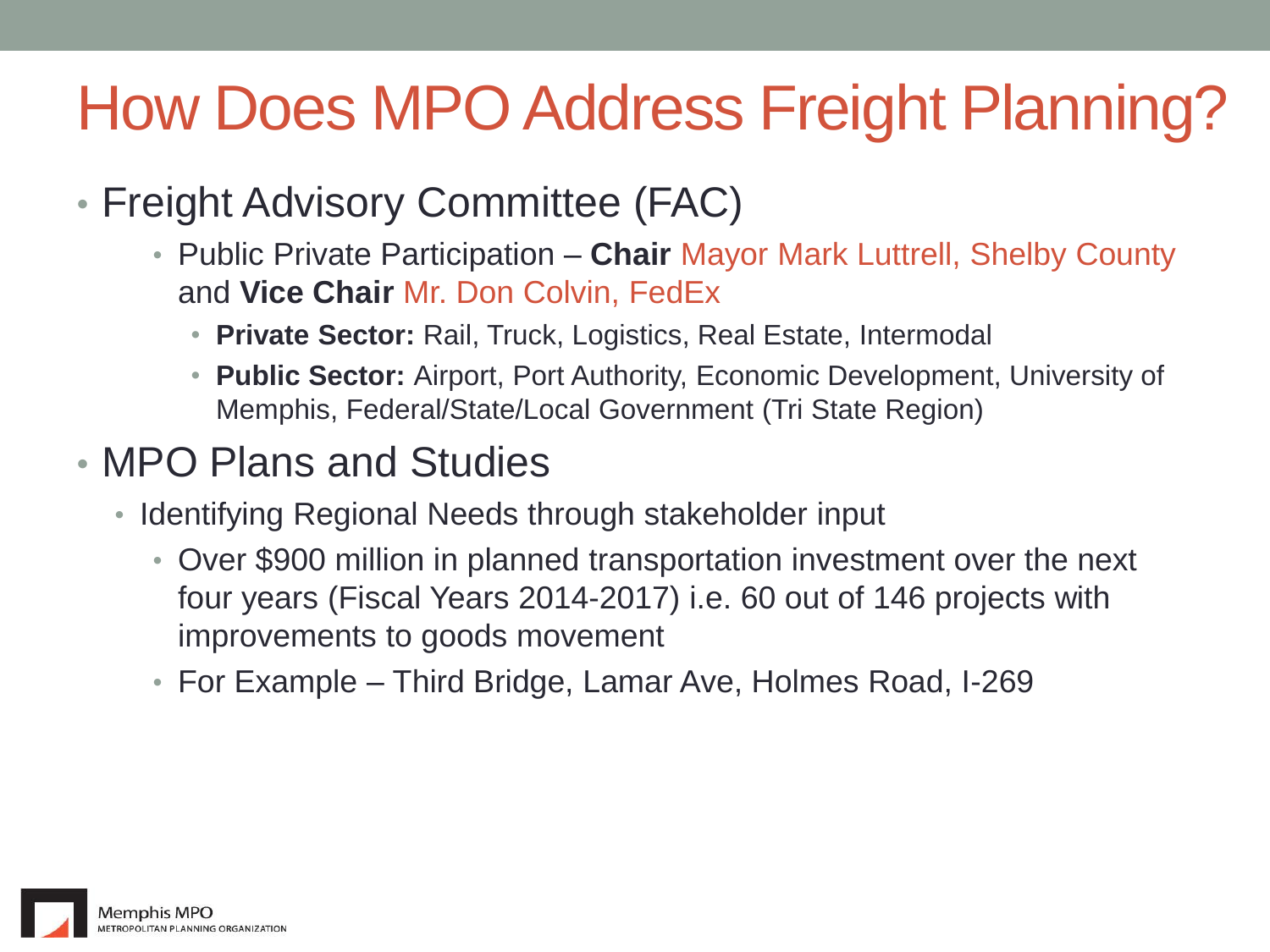# How Does MPO Address Freight Planning?

- Freight Advisory Committee (FAC)
  - Public Private Participation – **Chair** Mayor Mark Luttrell, Shelby County and **Vice Chair** Mr. Don Colvin, FedEx
    - **Private Sector:** Rail, Truck, Logistics, Real Estate, Intermodal
    - **Public Sector:** Airport, Port Authority, Economic Development, University of Memphis, Federal/State/Local Government (Tri State Region)
- MPO Plans and Studies
  - Identifying Regional Needs through stakeholder input
    - Over $900 million in planned transportation investment over the next four years (Fiscal Years 2014-2017) i.e. 60 out of 146 projects with improvements to goods movement
    - For Example – Third Bridge, Lamar Ave, Holmes Road, I-269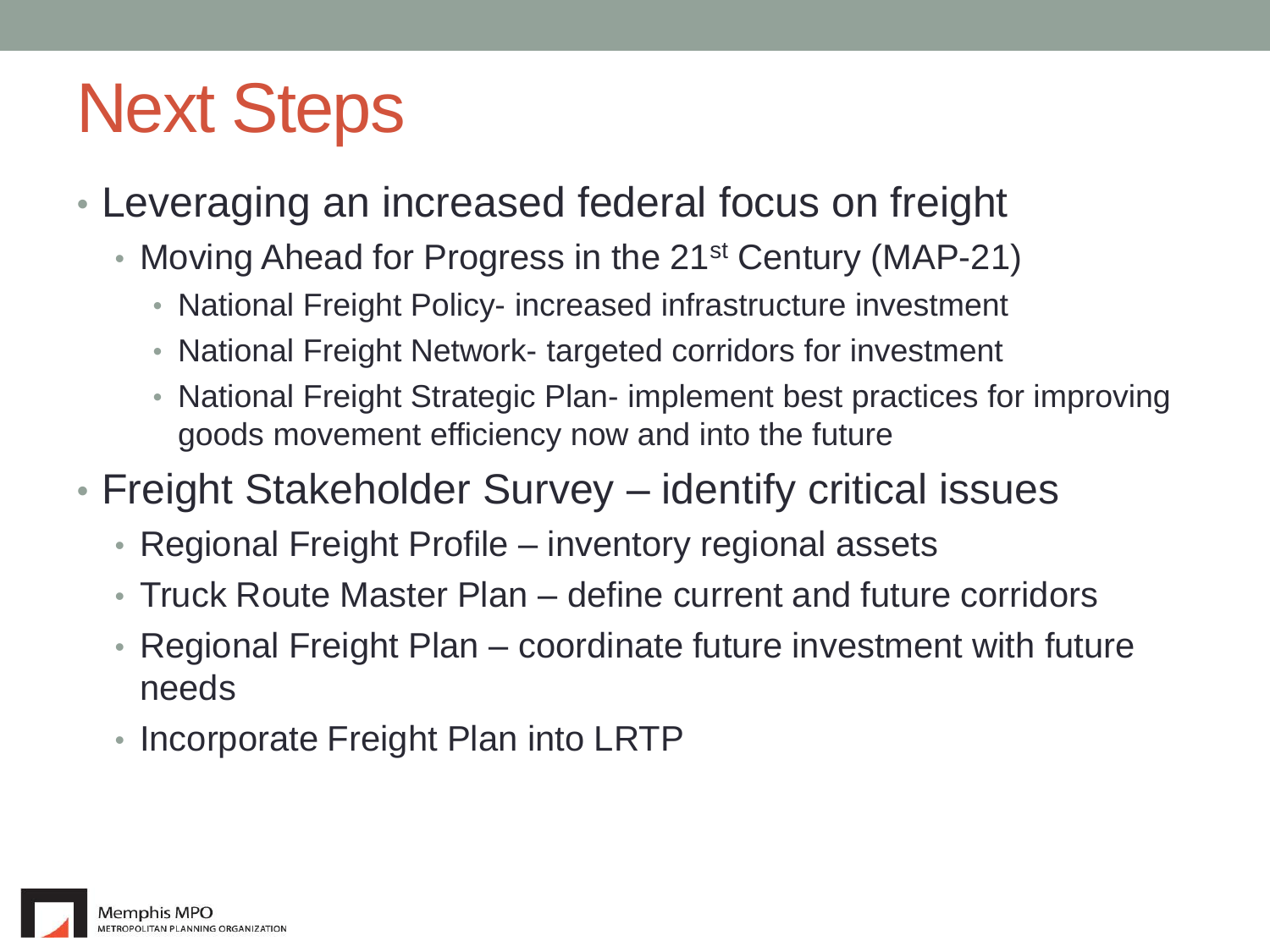# Next Steps

- Leveraging an increased federal focus on freight
  - Moving Ahead for Progress in the 21st Century (MAP-21)
    - National Freight Policy- increased infrastructure investment
    - National Freight Network- targeted corridors for investment
    - National Freight Strategic Plan- implement best practices for improving goods movement efficiency now and into the future
- Freight Stakeholder Survey – identify critical issues
  - Regional Freight Profile – inventory regional assets
  - Truck Route Master Plan – define current and future corridors
  - Regional Freight Plan – coordinate future investment with future needs
  - Incorporate Freight Plan into LRTP

Memphis MPO
METROPOLITAN PLANNING ORGANIZATION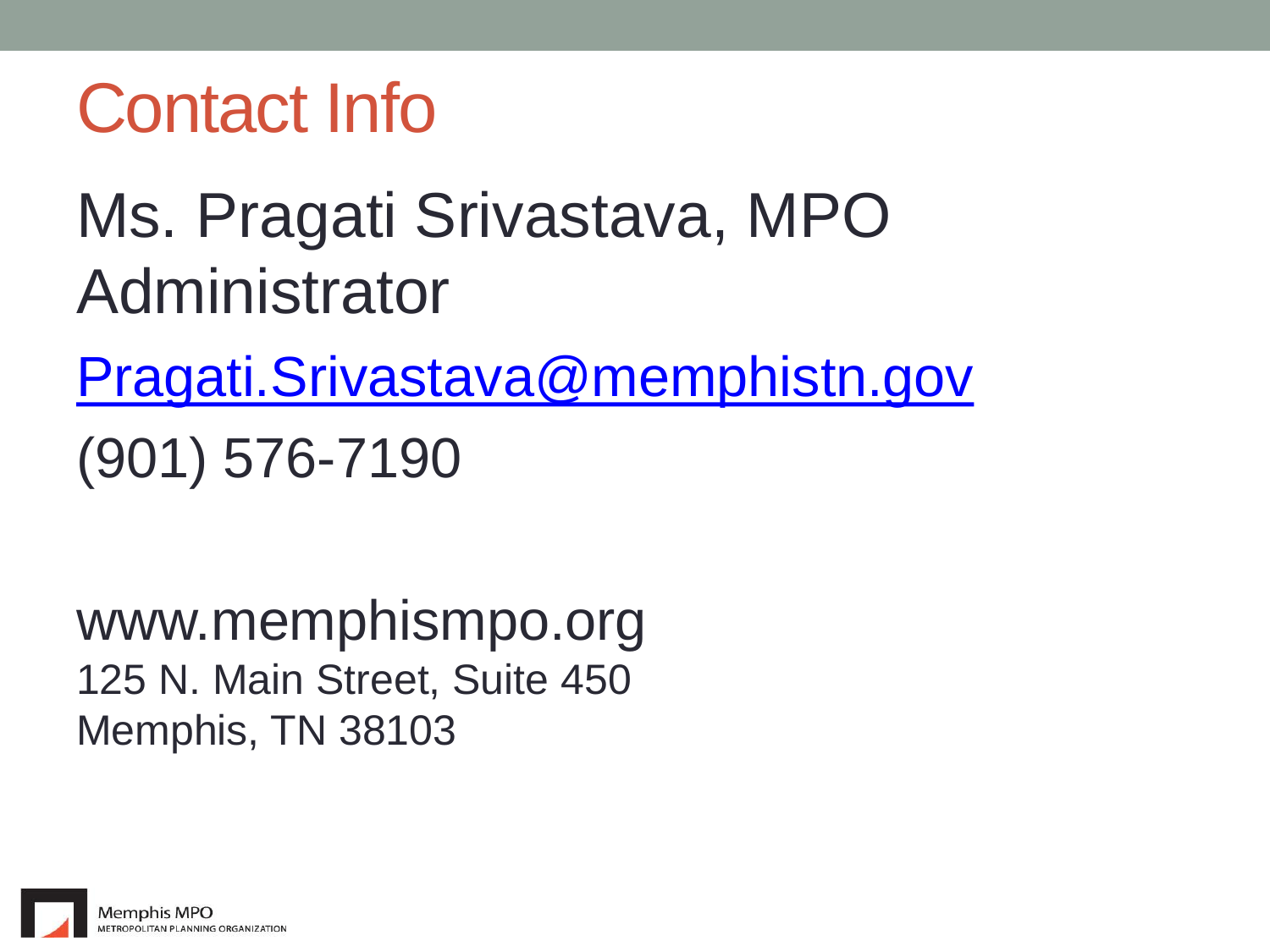# Contact Info

Ms. Pragati Srivastava, MPO Administrator

Pragati.Srivastava@memphistn.gov

(901) 576-7190

www.memphismpo.org

125 N. Main Street, Suite 450

Memphis, TN 38103

Memphis MPO

METROPOLITAN PLANNING ORGANIZATION